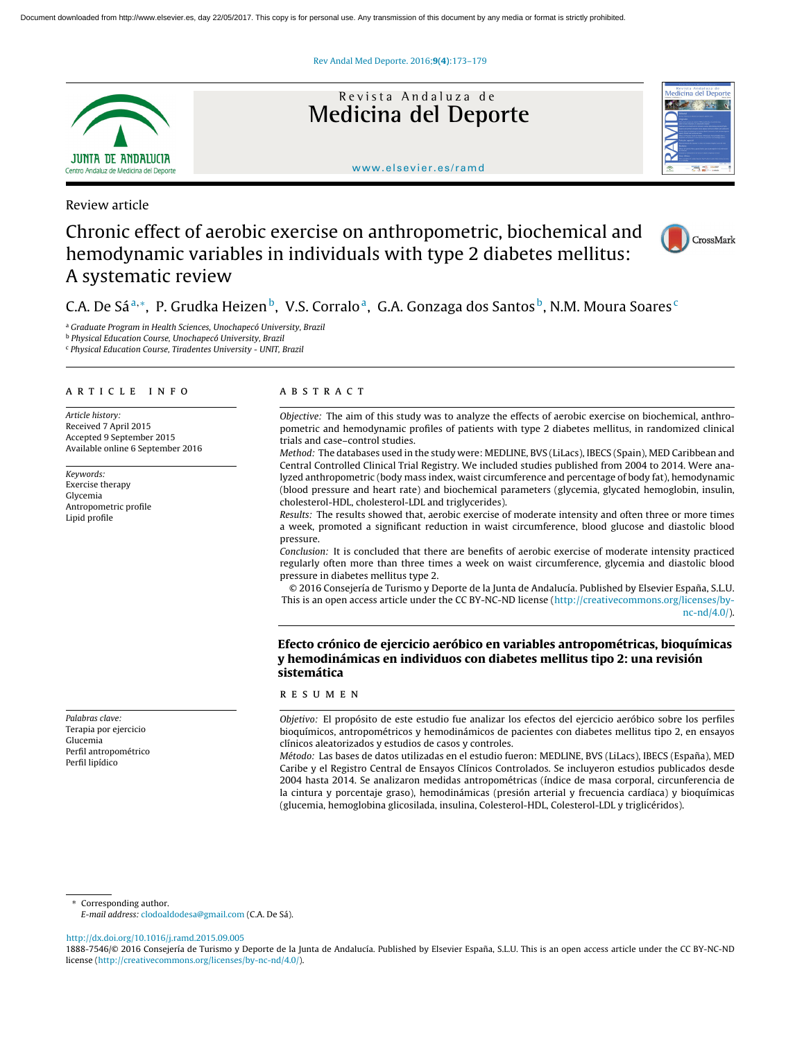Review article

# Chronic effect of aerobic exercise on anthropometric, biochemical and hemodynamic variables in individuals with type 2 diabetes mellitus: A systematic review

C.A. De Sá[a,*], P. Grudka Heizen[b], V.S. Corralo[a], G.A. Gonzaga dos Santos[b], N.M. Moura Soares[c]

[a] Graduate Program in Health Sciences, Unochapecó University, Brazil
[b] Physical Education Course, Unochapecó University, Brazil
[c] Physical Education Course, Tiradentes University - UNIT, Brazil

## ARTICLE INFO

*Article history:*
Received 7 April 2015
Accepted 9 September 2015
Available online 6 September 2016

*Keywords:*
Exercise therapy
Glycemia
Antropometric profile
Lipid profile

## ABSTRACT

*Objective:* The aim of this study was to analyze the effects of aerobic exercise on biochemical, anthropometric and hemodynamic profiles of patients with type 2 diabetes mellitus, in randomized clinical trials and case–control studies.

*Method:* The databases used in the study were: MEDLINE, BVS (LiLacs), IBECS (Spain), MED Caribbean and Central Controlled Clinical Trial Registry. We included studies published from 2004 to 2014. Were analyzed anthropometric (body mass index, waist circumference and percentage of body fat), hemodynamic (blood pressure and heart rate) and biochemical parameters (glycemia, glycated hemoglobin, insulin, cholesterol-HDL, cholesterol-LDL and triglycerides).

*Results:* The results showed that, aerobic exercise of moderate intensity and often three or more times a week, promoted a significant reduction in waist circumference, blood glucose and diastolic blood pressure.

*Conclusion:* It is concluded that there are benefits of aerobic exercise of moderate intensity practiced regularly often more than three times a week on waist circumference, glycemia and diastolic blood pressure in diabetes mellitus type 2.

© 2016 Consejería de Turismo y Deporte de la Junta de Andalucía. Published by Elsevier España, S.L.U. This is an open access article under the CC BY-NC-ND license (http://creativecommons.org/licenses/by-nc-nd/4.0/).

## Efecto crónico de ejercicio aeróbico en variables antropométricas, bioquímicas y hemodinámicas en individuos con diabetes mellitus tipo 2: una revisión sistemática

*Palabras clave:*
Terapia por ejercicio
Glucemia
Perfil antropométrico
Perfil lipídico

## RESUMEN

*Objetivo:* El propósito de este estudio fue analizar los efectos del ejercicio aeróbico sobre los perfiles bioquímicos, antropométricos y hemodinámicos de pacientes con diabetes mellitus tipo 2, en ensayos clínicos aleatorizados y estudios de casos y controles.

*Método:* Las bases de datos utilizadas en el estudio fueron: MEDLINE, BVS (LiLacs), IBECS (España), MED Caribe y el Registro Central de Ensayos Clínicos Controlados. Se incluyeron estudios publicados desde 2004 hasta 2014. Se analizaron medidas antropométricas (índice de masa corporal, circunferencia de la cintura y porcentaje graso), hemodinámicas (presión arterial y frecuencia cardíaca) y bioquímicas (glucemia, hemoglobina glicosilada, insulina, Colesterol-HDL, Colesterol-LDL y triglicéridos).

* Corresponding author.
*E-mail address:* clodoaldodesa@gmail.com (C.A. De Sá).

http://dx.doi.org/10.1016/j.ramd.2015.09.005
1888-7546/© 2016 Consejería de Turismo y Deporte de la Junta de Andalucía. Published by Elsevier España, S.L.U. This is an open access article under the CC BY-NC-ND license (http://creativecommons.org/licenses/by-nc-nd/4.0/).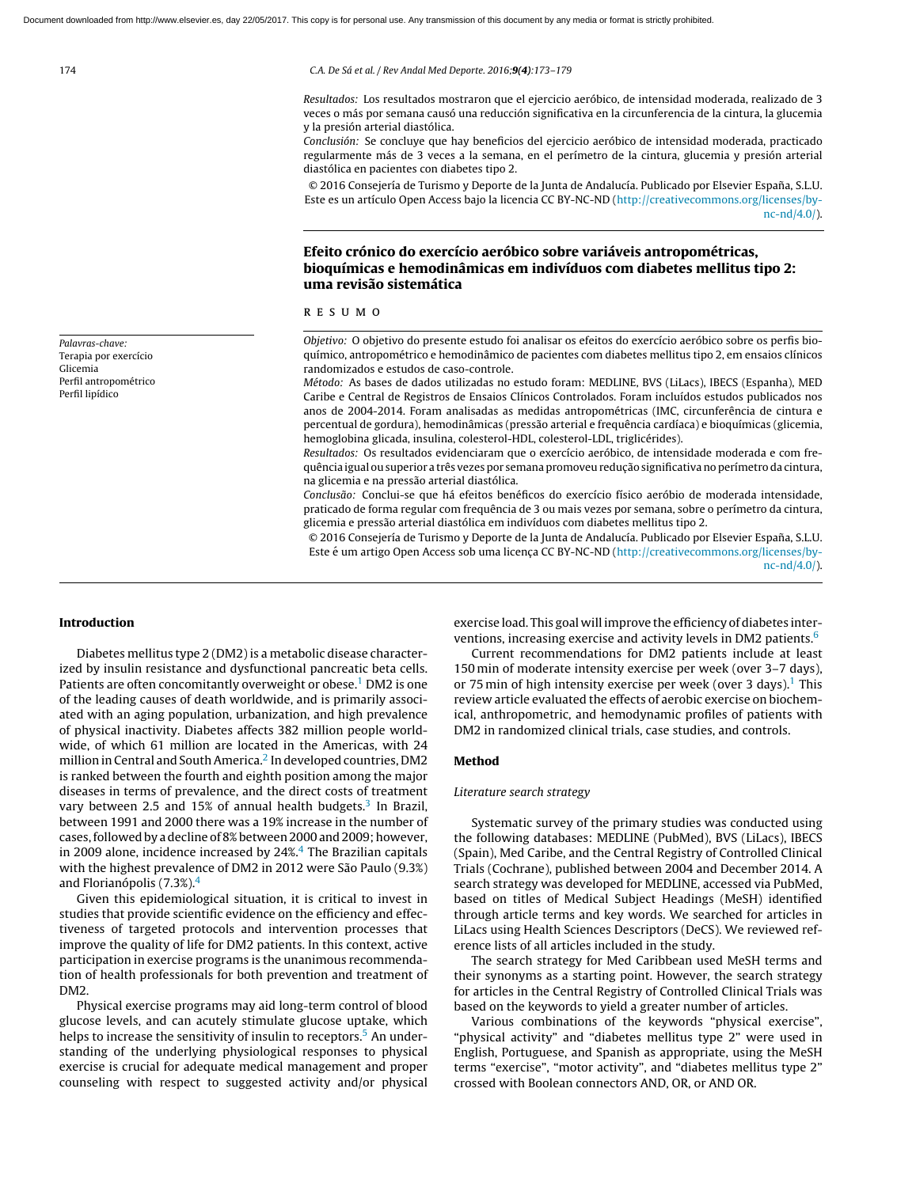*Resultados:* Los resultados mostraron que el ejercicio aeróbico, de intensidad moderada, realizado de 3 veces o más por semana causó una reducción significativa en la circunferencia de la cintura, la glucemia y la presión arterial diastólica.

*Conclusión:* Se concluye que hay beneficios del ejercicio aeróbico de intensidad moderada, practicado regularmente más de 3 veces a la semana, en el perímetro de la cintura, glucemia y presión arterial diastólica en pacientes con diabetes tipo 2.

© 2016 Consejería de Turismo y Deporte de la Junta de Andalucía. Publicado por Elsevier España, S.L.U. Este es un artículo Open Access bajo la licencia CC BY-NC-ND (http://creativecommons.org/licenses/by-nc-nd/4.0/).

## Efeito crónico do exercício aeróbico sobre variáveis antropométricas, bioquímicas e hemodinâmicas em indivíduos com diabetes mellitus tipo 2: uma revisão sistemática

*Palavras-chave:*
Terapia por exercício
Glicemia
Perfil antropométrico
Perfil lipídico

RESUMO

*Objetivo:* O objetivo do presente estudo foi analisar os efeitos do exercício aeróbico sobre os perfis bioquímico, antropométrico e hemodinâmico de pacientes com diabetes mellitus tipo 2, em ensaios clínicos randomizados e estudos de caso-controle.

*Método:* As bases de dados utilizadas no estudo foram: MEDLINE, BVS (LiLacs), IBECS (Espanha), MED Caribe e Central de Registros de Ensaios Clínicos Controlados. Foram incluídos estudos publicados nos anos de 2004-2014. Foram analisadas as medidas antropométricas (IMC, circunferência de cintura e percentual de gordura), hemodinâmicas (pressão arterial e frequência cardíaca) e bioquímicas (glicemia, hemoglobina glicada, insulina, colesterol-HDL, colesterol-LDL, triglicérides).

*Resultados:* Os resultados evidenciaram que o exercício aeróbico, de intensidade moderada e com frequência igual ou superior a três vezes por semana promoveu redução significativa no perímetro da cintura, na glicemia e na pressão arterial diastólica.

*Conclusão:* Conclui-se que há efeitos benéficos do exercício físico aeróbio de moderada intensidade, praticado de forma regular com frequência de 3 ou mais vezes por semana, sobre o perímetro da cintura, glicemia e pressão arterial diastólica em indivíduos com diabetes mellitus tipo 2.

© 2016 Consejería de Turismo y Deporte de la Junta de Andalucía. Publicado por Elsevier España, S.L.U. Este é um artigo Open Access sob uma licença CC BY-NC-ND (http://creativecommons.org/licenses/by-nc-nd/4.0/).

## Introduction

Diabetes mellitus type 2 (DM2) is a metabolic disease characterized by insulin resistance and dysfunctional pancreatic beta cells. Patients are often concomitantly overweight or obese.[1] DM2 is one of the leading causes of death worldwide, and is primarily associated with an aging population, urbanization, and high prevalence of physical inactivity. Diabetes affects 382 million people worldwide, of which 61 million are located in the Americas, with 24 million in Central and South America.[2] In developed countries, DM2 is ranked between the fourth and eighth position among the major diseases in terms of prevalence, and the direct costs of treatment vary between 2.5 and 15% of annual health budgets.[3] In Brazil, between 1991 and 2000 there was a 19% increase in the number of cases, followed by a decline of 8% between 2000 and 2009; however, in 2009 alone, incidence increased by 24%.[4] The Brazilian capitals with the highest prevalence of DM2 in 2012 were São Paulo (9.3%) and Florianópolis (7.3%).[4]

Given this epidemiological situation, it is critical to invest in studies that provide scientific evidence on the efficiency and effectiveness of targeted protocols and intervention processes that improve the quality of life for DM2 patients. In this context, active participation in exercise programs is the unanimous recommendation of health professionals for both prevention and treatment of DM2.

Physical exercise programs may aid long-term control of blood glucose levels, and can acutely stimulate glucose uptake, which helps to increase the sensitivity of insulin to receptors.[5] An understanding of the underlying physiological responses to physical exercise is crucial for adequate medical management and proper counseling with respect to suggested activity and/or physical exercise load. This goal will improve the efficiency of diabetes interventions, increasing exercise and activity levels in DM2 patients.[6]

Current recommendations for DM2 patients include at least 150 min of moderate intensity exercise per week (over 3–7 days), or 75 min of high intensity exercise per week (over 3 days).[1] This review article evaluated the effects of aerobic exercise on biochemical, anthropometric, and hemodynamic profiles of patients with DM2 in randomized clinical trials, case studies, and controls.

## Method

### Literature search strategy

Systematic survey of the primary studies was conducted using the following databases: MEDLINE (PubMed), BVS (LiLacs), IBECS (Spain), Med Caribe, and the Central Registry of Controlled Clinical Trials (Cochrane), published between 2004 and December 2014. A search strategy was developed for MEDLINE, accessed via PubMed, based on titles of Medical Subject Headings (MeSH) identified through article terms and key words. We searched for articles in LiLacs using Health Sciences Descriptors (DeCS). We reviewed reference lists of all articles included in the study.

The search strategy for Med Caribbean used MeSH terms and their synonyms as a starting point. However, the search strategy for articles in the Central Registry of Controlled Clinical Trials was based on the keywords to yield a greater number of articles.

Various combinations of the keywords "physical exercise", "physical activity" and "diabetes mellitus type 2" were used in English, Portuguese, and Spanish as appropriate, using the MeSH terms "exercise", "motor activity", and "diabetes mellitus type 2" crossed with Boolean connectors AND, OR, or AND OR.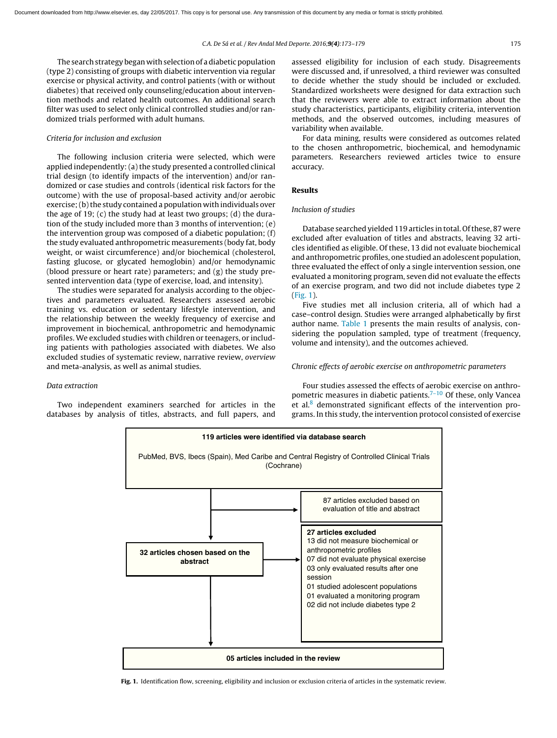The search strategy began with selection of a diabetic population (type 2) consisting of groups with diabetic intervention via regular exercise or physical activity, and control patients (with or without diabetes) that received only counseling/education about intervention methods and related health outcomes. An additional search filter was used to select only clinical controlled studies and/or randomized trials performed with adult humans.

*Criteria for inclusion and exclusion*

The following inclusion criteria were selected, which were applied independently: (a) the study presented a controlled clinical trial design (to identify impacts of the intervention) and/or randomized or case studies and controls (identical risk factors for the outcome) with the use of proposal-based activity and/or aerobic exercise; (b) the study contained a population with individuals over the age of 19; (c) the study had at least two groups; (d) the duration of the study included more than 3 months of intervention; (e) the intervention group was composed of a diabetic population; (f) the study evaluated anthropometric measurements (body fat, body weight, or waist circumference) and/or biochemical (cholesterol, fasting glucose, or glycated hemoglobin) and/or hemodynamic (blood pressure or heart rate) parameters; and (g) the study presented intervention data (type of exercise, load, and intensity).

The studies were separated for analysis according to the objectives and parameters evaluated. Researchers assessed aerobic training vs. education or sedentary lifestyle intervention, and the relationship between the weekly frequency of exercise and improvement in biochemical, anthropometric and hemodynamic profiles. We excluded studies with children or teenagers, or including patients with pathologies associated with diabetes. We also excluded studies of systematic review, narrative review, *overview* and meta-analysis, as well as animal studies.

*Data extraction*

Two independent examiners searched for articles in the databases by analysis of titles, abstracts, and full papers, and assessed eligibility for inclusion of each study. Disagreements were discussed and, if unresolved, a third reviewer was consulted to decide whether the study should be included or excluded. Standardized worksheets were designed for data extraction such that the reviewers were able to extract information about the study characteristics, participants, eligibility criteria, intervention methods, and the observed outcomes, including measures of variability when available.

For data mining, results were considered as outcomes related to the chosen anthropometric, biochemical, and hemodynamic parameters. Researchers reviewed articles twice to ensure accuracy.

## Results

*Inclusion of studies*

Database searched yielded 119 articles in total. Of these, 87 were excluded after evaluation of titles and abstracts, leaving 32 articles identified as eligible. Of these, 13 did not evaluate biochemical and anthropometric profiles, one studied an adolescent population, three evaluated the effect of only a single intervention session, one evaluated a monitoring program, seven did not evaluate the effects of an exercise program, and two did not include diabetes type 2 (Fig. 1).

Five studies met all inclusion criteria, all of which had a case–control design. Studies were arranged alphabetically by first author name. Table 1 presents the main results of analysis, considering the population sampled, type of treatment (frequency, volume and intensity), and the outcomes achieved.

*Chronic effects of aerobic exercise on anthropometric parameters*

Four studies assessed the effects of aerobic exercise on anthropometric measures in diabetic patients.[7–10] Of these, only Vancea et al.[8] demonstrated significant effects of the intervention programs. In this study, the intervention protocol consisted of exercise

**119 articles were identified via database search**

PubMed, BVS, Ibecs (Spain), Med Caribe and Central Registry of Controlled Clinical Trials (Cochrane)

87 articles excluded based on evaluation of title and abstract

**32 articles chosen based on the abstract**

**27 articles excluded**
13 did not measure biochemical or anthropometric profiles
07 did not evaluate physical exercise
03 only evaluated results after one session
01 studied adolescent populations
01 evaluated a monitoring program
02 did not include diabetes type 2

**05 articles included in the review**

**Fig. 1.** Identification flow, screening, eligibility and inclusion or exclusion criteria of articles in the systematic review.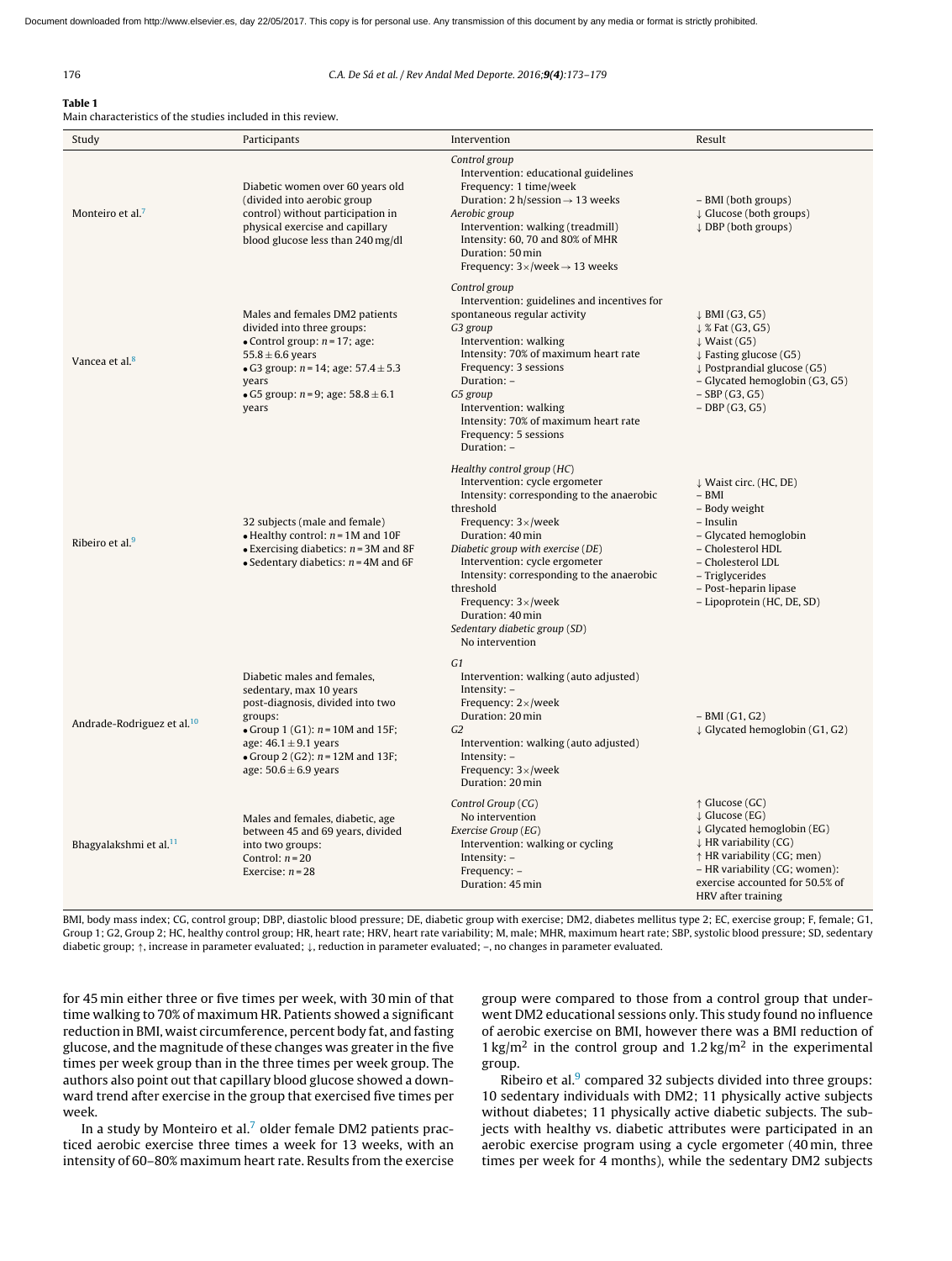**Table 1**
Main characteristics of the studies included in this review.

| Study | Participants | Intervention | Result |
|---|---|---|---|
| Monteiro et al.[7] | Diabetic women over 60 years old (divided into aerobic group control) without participation in physical exercise and capillary blood glucose less than 240 mg/dl | *Control group*<br>Intervention: educational guidelines<br>Frequency: 1 time/week<br>Duration: 2 h/session → 13 weeks<br>*Aerobic group*<br>Intervention: walking (treadmill)<br>Intensity: 60, 70 and 80% of MHR<br>Duration: 50 min<br>Frequency: 3×/week → 13 weeks | – BMI (both groups)<br>↓ Glucose (both groups)<br>↓ DBP (both groups) |
| Vancea et al.[8] | Males and females DM2 patients divided into three groups:<br>• Control group: $n = 17$; age: $55.8 \pm 6.6$ years<br>• G3 group: $n = 14$; age: $57.4 \pm 5.3$ years<br>• G5 group: $n = 9$; age: $58.8 \pm 6.1$ years | *Control group*<br>Intervention: guidelines and incentives for spontaneous regular activity<br>*G3 group*<br>Intervention: walking<br>Intensity: 70% of maximum heart rate<br>Frequency: 3 sessions<br>Duration: –<br>*G5 group*<br>Intervention: walking<br>Intensity: 70% of maximum heart rate<br>Frequency: 5 sessions<br>Duration: – | ↓ BMI (G3, G5)<br>↓ % Fat (G3, G5)<br>↓ Waist (G5)<br>↓ Fasting glucose (G5)<br>↓ Postprandial glucose (G5)<br>– Glycated hemoglobin (G3, G5)<br>– SBP (G3, G5)<br>– DBP (G3, G5) |
| Ribeiro et al.[9] | 32 subjects (male and female)<br>• Healthy control: $n = 1$M and 10F<br>• Exercising diabetics: $n = 3$M and 8F<br>• Sedentary diabetics: $n = 4$M and 6F | *Healthy control group (HC)*<br>Intervention: cycle ergometer<br>Intensity: corresponding to the anaerobic threshold<br>Frequency: 3×/week<br>Duration: 40 min<br>*Diabetic group with exercise (DE)*<br>Intervention: cycle ergometer<br>Intensity: corresponding to the anaerobic threshold<br>Frequency: 3×/week<br>Duration: 40 min<br>*Sedentary diabetic group (SD)*<br>No intervention | ↓ Waist circ. (HC, DE)<br>– BMI<br>– Body weight<br>– Insulin<br>– Glycated hemoglobin<br>– Cholesterol HDL<br>– Cholesterol LDL<br>– Triglycerides<br>– Post-heparin lipase<br>– Lipoprotein (HC, DE, SD) |
| Andrade-Rodriguez et al.[10] | Diabetic males and females, sedentary, max 10 years post-diagnosis, divided into two groups:<br>• Group 1 (G1): $n = 10$M and 15F; age: $46.1 \pm 9.1$ years<br>• Group 2 (G2): $n = 12$M and 13F; age: $50.6 \pm 6.9$ years | *G1*<br>Intervention: walking (auto adjusted)<br>Intensity: –<br>Frequency: 2×/week<br>Duration: 20 min<br>*G2*<br>Intervention: walking (auto adjusted)<br>Intensity: –<br>Frequency: 3×/week<br>Duration: 20 min | – BMI (G1, G2)<br>↓ Glycated hemoglobin (G1, G2) |
| Bhagyalakshmi et al.[11] | Males and females, diabetic, age between 45 and 69 years, divided into two groups:<br>Control: $n = 20$<br>Exercise: $n = 28$ | *Control Group (CG)*<br>No intervention<br>*Exercise Group (EG)*<br>Intervention: walking or cycling<br>Intensity: –<br>Frequency: –<br>Duration: 45 min | ↑ Glucose (GC)<br>↓ Glucose (EG)<br>↓ Glycated hemoglobin (EG)<br>↓ HR variability (CG)<br>↑ HR variability (CG; men)<br>– HR variability (CG; women): exercise accounted for 50.5% of HRV after training |

BMI, body mass index; CG, control group; DBP, diastolic blood pressure; DE, diabetic group with exercise; DM2, diabetes mellitus type 2; EC, exercise group; F, female; G1, Group 1; G2, Group 2; HC, healthy control group; HR, heart rate; HRV, heart rate variability; M, male; MHR, maximum heart rate; SBP, systolic blood pressure; SD, sedentary diabetic group; ↑, increase in parameter evaluated; ↓, reduction in parameter evaluated; –, no changes in parameter evaluated.

for 45 min either three or five times per week, with 30 min of that time walking to 70% of maximum HR. Patients showed a significant reduction in BMI, waist circumference, percent body fat, and fasting glucose, and the magnitude of these changes was greater in the five times per week group than in the three times per week group. The authors also point out that capillary blood glucose showed a downward trend after exercise in the group that exercised five times per week.

In a study by Monteiro et al.[7] older female DM2 patients practiced aerobic exercise three times a week for 13 weeks, with an intensity of 60–80% maximum heart rate. Results from the exercise group were compared to those from a control group that underwent DM2 educational sessions only. This study found no influence of aerobic exercise on BMI, however there was a BMI reduction of 1 kg/m$^2$ in the control group and 1.2 kg/m$^2$ in the experimental group.

Ribeiro et al.[9] compared 32 subjects divided into three groups: 10 sedentary individuals with DM2; 11 physically active subjects without diabetes; 11 physically active diabetic subjects. The subjects with healthy vs. diabetic attributes were participated in an aerobic exercise program using a cycle ergometer (40 min, three times per week for 4 months), while the sedentary DM2 subjects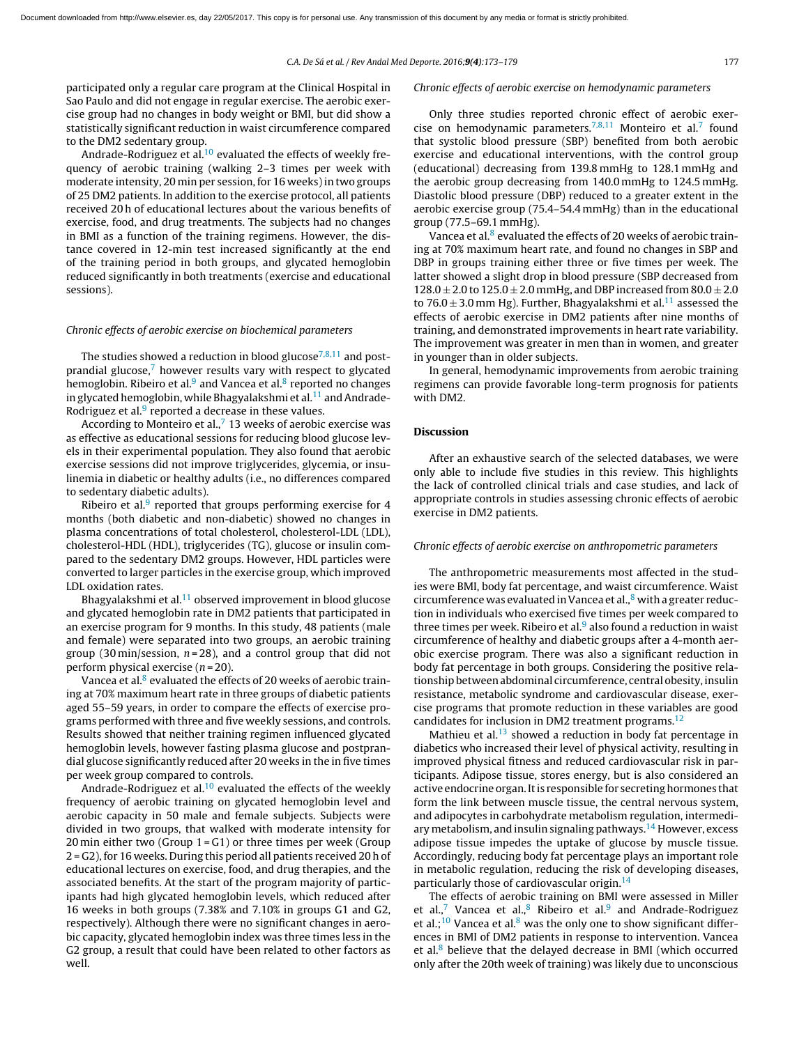participated only a regular care program at the Clinical Hospital in Sao Paulo and did not engage in regular exercise. The aerobic exercise group had no changes in body weight or BMI, but did show a statistically significant reduction in waist circumference compared to the DM2 sedentary group.

Andrade-Rodriguez et al.[10] evaluated the effects of weekly frequency of aerobic training (walking 2–3 times per week with moderate intensity, 20 min per session, for 16 weeks) in two groups of 25 DM2 patients. In addition to the exercise protocol, all patients received 20 h of educational lectures about the various benefits of exercise, food, and drug treatments. The subjects had no changes in BMI as a function of the training regimens. However, the distance covered in 12-min test increased significantly at the end of the training period in both groups, and glycated hemoglobin reduced significantly in both treatments (exercise and educational sessions).

### Chronic effects of aerobic exercise on biochemical parameters

The studies showed a reduction in blood glucose[7,8,11] and postprandial glucose,[7] however results vary with respect to glycated hemoglobin. Ribeiro et al.[9] and Vancea et al.[8] reported no changes in glycated hemoglobin, while Bhagyalakshmi et al.[11] and Andrade-Rodriguez et al.[9] reported a decrease in these values.

According to Monteiro et al.,[7] 13 weeks of aerobic exercise was as effective as educational sessions for reducing blood glucose levels in their experimental population. They also found that aerobic exercise sessions did not improve triglycerides, glycemia, or insulinemia in diabetic or healthy adults (i.e., no differences compared to sedentary diabetic adults).

Ribeiro et al.[9] reported that groups performing exercise for 4 months (both diabetic and non-diabetic) showed no changes in plasma concentrations of total cholesterol, cholesterol-LDL (LDL), cholesterol-HDL (HDL), triglycerides (TG), glucose or insulin compared to the sedentary DM2 groups. However, HDL particles were converted to larger particles in the exercise group, which improved LDL oxidation rates.

Bhagyalakshmi et al.[11] observed improvement in blood glucose and glycated hemoglobin rate in DM2 patients that participated in an exercise program for 9 months. In this study, 48 patients (male and female) were separated into two groups, an aerobic training group (30 min/session, $n = 28$), and a control group that did not perform physical exercise ($n = 20$).

Vancea et al.[8] evaluated the effects of 20 weeks of aerobic training at 70% maximum heart rate in three groups of diabetic patients aged 55–59 years, in order to compare the effects of exercise programs performed with three and five weekly sessions, and controls. Results showed that neither training regimen influenced glycated hemoglobin levels, however fasting plasma glucose and postprandial glucose significantly reduced after 20 weeks in the in five times per week group compared to controls.

Andrade-Rodriguez et al.[10] evaluated the effects of the weekly frequency of aerobic training on glycated hemoglobin level and aerobic capacity in 50 male and female subjects. Subjects were divided in two groups, that walked with moderate intensity for 20 min either two (Group 1 = G1) or three times per week (Group 2 = G2), for 16 weeks. During this period all patients received 20 h of educational lectures on exercise, food, and drug therapies, and the associated benefits. At the start of the program majority of participants had high glycated hemoglobin levels, which reduced after 16 weeks in both groups (7.38% and 7.10% in groups G1 and G2, respectively). Although there were no significant changes in aerobic capacity, glycated hemoglobin index was three times less in the G2 group, a result that could have been related to other factors as well.

### Chronic effects of aerobic exercise on hemodynamic parameters

Only three studies reported chronic effect of aerobic exercise on hemodynamic parameters.[7,8,11] Monteiro et al.[7] found that systolic blood pressure (SBP) benefited from both aerobic exercise and educational interventions, with the control group (educational) decreasing from 139.8 mmHg to 128.1 mmHg and the aerobic group decreasing from 140.0 mmHg to 124.5 mmHg. Diastolic blood pressure (DBP) reduced to a greater extent in the aerobic exercise group (75.4–54.4 mmHg) than in the educational group (77.5–69.1 mmHg).

Vancea et al.[8] evaluated the effects of 20 weeks of aerobic training at 70% maximum heart rate, and found no changes in SBP and DBP in groups training either three or five times per week. The latter showed a slight drop in blood pressure (SBP decreased from $128.0 \pm 2.0$ to $125.0 \pm 2.0$ mmHg, and DBP increased from $80.0 \pm 2.0$ to $76.0 \pm 3.0$ mm Hg). Further, Bhagyalakshmi et al.[11] assessed the effects of aerobic exercise in DM2 patients after nine months of training, and demonstrated improvements in heart rate variability. The improvement was greater in men than in women, and greater in younger than in older subjects.

In general, hemodynamic improvements from aerobic training regimens can provide favorable long-term prognosis for patients with DM2.

## Discussion

After an exhaustive search of the selected databases, we were only able to include five studies in this review. This highlights the lack of controlled clinical trials and case studies, and lack of appropriate controls in studies assessing chronic effects of aerobic exercise in DM2 patients.

### Chronic effects of aerobic exercise on anthropometric parameters

The anthropometric measurements most affected in the studies were BMI, body fat percentage, and waist circumference. Waist circumference was evaluated in Vancea et al.,[8] with a greater reduction in individuals who exercised five times per week compared to three times per week. Ribeiro et al.[9] also found a reduction in waist circumference of healthy and diabetic groups after a 4-month aerobic exercise program. There was also a significant reduction in body fat percentage in both groups. Considering the positive relationship between abdominal circumference, central obesity, insulin resistance, metabolic syndrome and cardiovascular disease, exercise programs that promote reduction in these variables are good candidates for inclusion in DM2 treatment programs.[12]

Mathieu et al.[13] showed a reduction in body fat percentage in diabetics who increased their level of physical activity, resulting in improved physical fitness and reduced cardiovascular risk in participants. Adipose tissue, stores energy, but is also considered an active endocrine organ. It is responsible for secreting hormones that form the link between muscle tissue, the central nervous system, and adipocytes in carbohydrate metabolism regulation, intermediary metabolism, and insulin signaling pathways.[14] However, excess adipose tissue impedes the uptake of glucose by muscle tissue. Accordingly, reducing body fat percentage plays an important role in metabolic regulation, reducing the risk of developing diseases, particularly those of cardiovascular origin.[14]

The effects of aerobic training on BMI were assessed in Miller et al.,[7] Vancea et al.,[8] Ribeiro et al.[9] and Andrade-Rodriguez et al.;[10] Vancea et al.[8] was the only one to show significant differences in BMI of DM2 patients in response to intervention. Vancea et al.[8] believe that the delayed decrease in BMI (which occurred only after the 20th week of training) was likely due to unconscious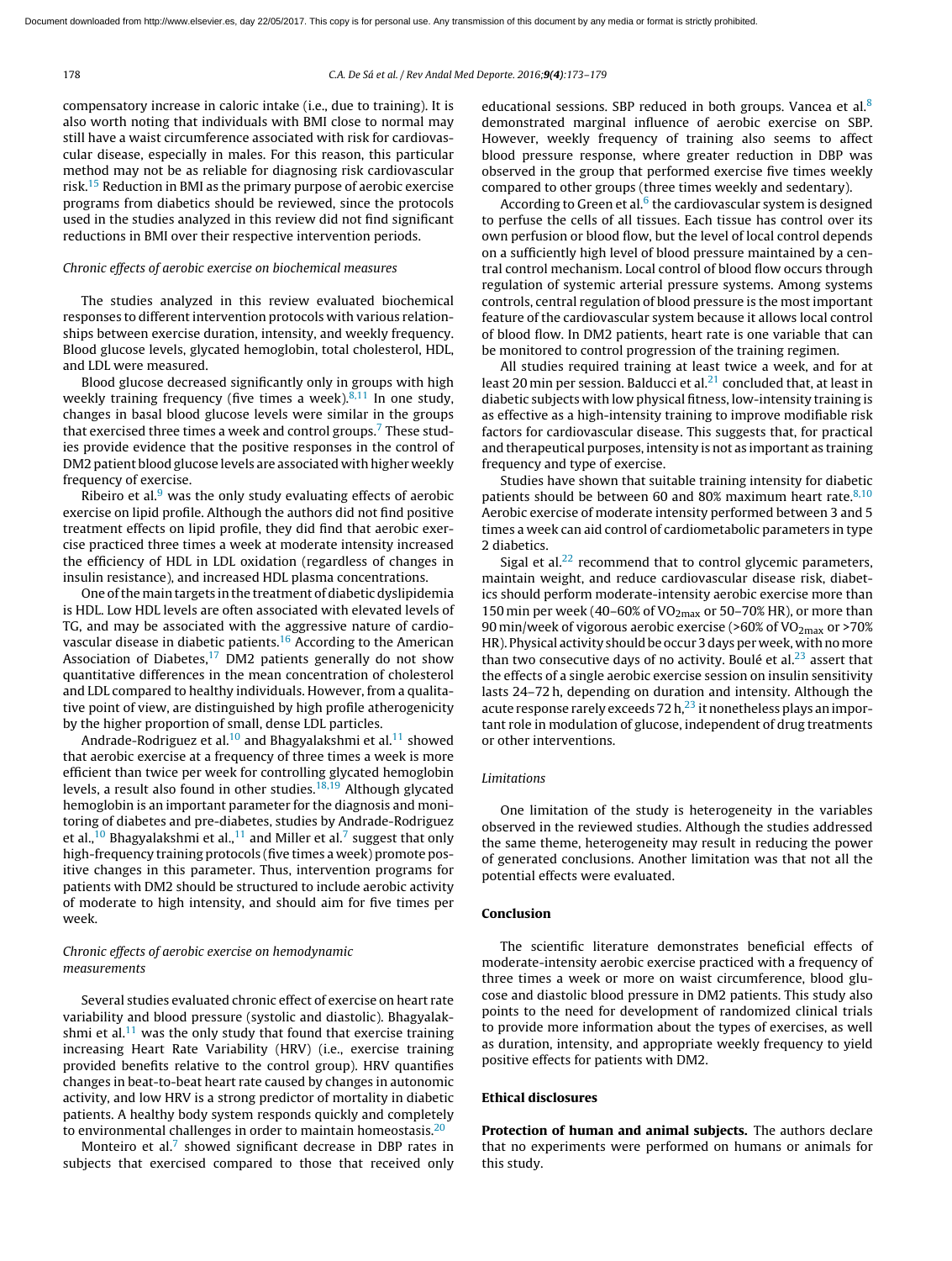compensatory increase in caloric intake (i.e., due to training). It is also worth noting that individuals with BMI close to normal may still have a waist circumference associated with risk for cardiovascular disease, especially in males. For this reason, this particular method may not be as reliable for diagnosing risk cardiovascular risk.[15] Reduction in BMI as the primary purpose of aerobic exercise programs from diabetics should be reviewed, since the protocols used in the studies analyzed in this review did not find significant reductions in BMI over their respective intervention periods.

### *Chronic effects of aerobic exercise on biochemical measures*

The studies analyzed in this review evaluated biochemical responses to different intervention protocols with various relationships between exercise duration, intensity, and weekly frequency. Blood glucose levels, glycated hemoglobin, total cholesterol, HDL, and LDL were measured.

Blood glucose decreased significantly only in groups with high weekly training frequency (five times a week).[8,11] In one study, changes in basal blood glucose levels were similar in the groups that exercised three times a week and control groups.[7] These studies provide evidence that the positive responses in the control of DM2 patient blood glucose levels are associated with higher weekly frequency of exercise.

Ribeiro et al.[9] was the only study evaluating effects of aerobic exercise on lipid profile. Although the authors did not find positive treatment effects on lipid profile, they did find that aerobic exercise practiced three times a week at moderate intensity increased the efficiency of HDL in LDL oxidation (regardless of changes in insulin resistance), and increased HDL plasma concentrations.

One of the main targets in the treatment of diabetic dyslipidemia is HDL. Low HDL levels are often associated with elevated levels of TG, and may be associated with the aggressive nature of cardiovascular disease in diabetic patients.[16] According to the American Association of Diabetes,[17] DM2 patients generally do not show quantitative differences in the mean concentration of cholesterol and LDL compared to healthy individuals. However, from a qualitative point of view, are distinguished by high profile atherogenicity by the higher proportion of small, dense LDL particles.

Andrade-Rodriguez et al.[10] and Bhagyalakshmi et al.[11] showed that aerobic exercise at a frequency of three times a week is more efficient than twice per week for controlling glycated hemoglobin levels, a result also found in other studies.[18,19] Although glycated hemoglobin is an important parameter for the diagnosis and monitoring of diabetes and pre-diabetes, studies by Andrade-Rodriguez et al.,[10] Bhagyalakshmi et al.,[11] and Miller et al.[7] suggest that only high-frequency training protocols (five times a week) promote positive changes in this parameter. Thus, intervention programs for patients with DM2 should be structured to include aerobic activity of moderate to high intensity, and should aim for five times per week.

### *Chronic effects of aerobic exercise on hemodynamic measurements*

Several studies evaluated chronic effect of exercise on heart rate variability and blood pressure (systolic and diastolic). Bhagyalakshmi et al.[11] was the only study that found that exercise training increasing Heart Rate Variability (HRV) (i.e., exercise training provided benefits relative to the control group). HRV quantifies changes in beat-to-beat heart rate caused by changes in autonomic activity, and low HRV is a strong predictor of mortality in diabetic patients. A healthy body system responds quickly and completely to environmental challenges in order to maintain homeostasis.[20]

Monteiro et al.[7] showed significant decrease in DBP rates in subjects that exercised compared to those that received only educational sessions. SBP reduced in both groups. Vancea et al.[8] demonstrated marginal influence of aerobic exercise on SBP. However, weekly frequency of training also seems to affect blood pressure response, where greater reduction in DBP was observed in the group that performed exercise five times weekly compared to other groups (three times weekly and sedentary).

According to Green et al.[6] the cardiovascular system is designed to perfuse the cells of all tissues. Each tissue has control over its own perfusion or blood flow, but the level of local control depends on a sufficiently high level of blood pressure maintained by a central control mechanism. Local control of blood flow occurs through regulation of systemic arterial pressure systems. Among systems controls, central regulation of blood pressure is the most important feature of the cardiovascular system because it allows local control of blood flow. In DM2 patients, heart rate is one variable that can be monitored to control progression of the training regimen.

All studies required training at least twice a week, and for at least 20 min per session. Balducci et al.[21] concluded that, at least in diabetic subjects with low physical fitness, low-intensity training is as effective as a high-intensity training to improve modifiable risk factors for cardiovascular disease. This suggests that, for practical and therapeutical purposes, intensity is not as important as training frequency and type of exercise.

Studies have shown that suitable training intensity for diabetic patients should be between 60 and 80% maximum heart rate.[8,10] Aerobic exercise of moderate intensity performed between 3 and 5 times a week can aid control of cardiometabolic parameters in type 2 diabetics.

Sigal et al.[22] recommend that to control glycemic parameters, maintain weight, and reduce cardiovascular disease risk, diabetics should perform moderate-intensity aerobic exercise more than 150 min per week (40–60% of $VO_{2max}$ or 50–70% HR), or more than 90 min/week of vigorous aerobic exercise (>60% of $VO_{2max}$ or >70% HR). Physical activity should be occur 3 days per week, with no more than two consecutive days of no activity. Boulé et al.[23] assert that the effects of a single aerobic exercise session on insulin sensitivity lasts 24–72 h, depending on duration and intensity. Although the acute response rarely exceeds 72 h,[23] it nonetheless plays an important role in modulation of glucose, independent of drug treatments or other interventions.

### *Limitations*

One limitation of the study is heterogeneity in the variables observed in the reviewed studies. Although the studies addressed the same theme, heterogeneity may result in reducing the power of generated conclusions. Another limitation was that not all the potential effects were evaluated.

## Conclusion

The scientific literature demonstrates beneficial effects of moderate-intensity aerobic exercise practiced with a frequency of three times a week or more on waist circumference, blood glucose and diastolic blood pressure in DM2 patients. This study also points to the need for development of randomized clinical trials to provide more information about the types of exercises, as well as duration, intensity, and appropriate weekly frequency to yield positive effects for patients with DM2.

## Ethical disclosures

**Protection of human and animal subjects.** The authors declare that no experiments were performed on humans or animals for this study.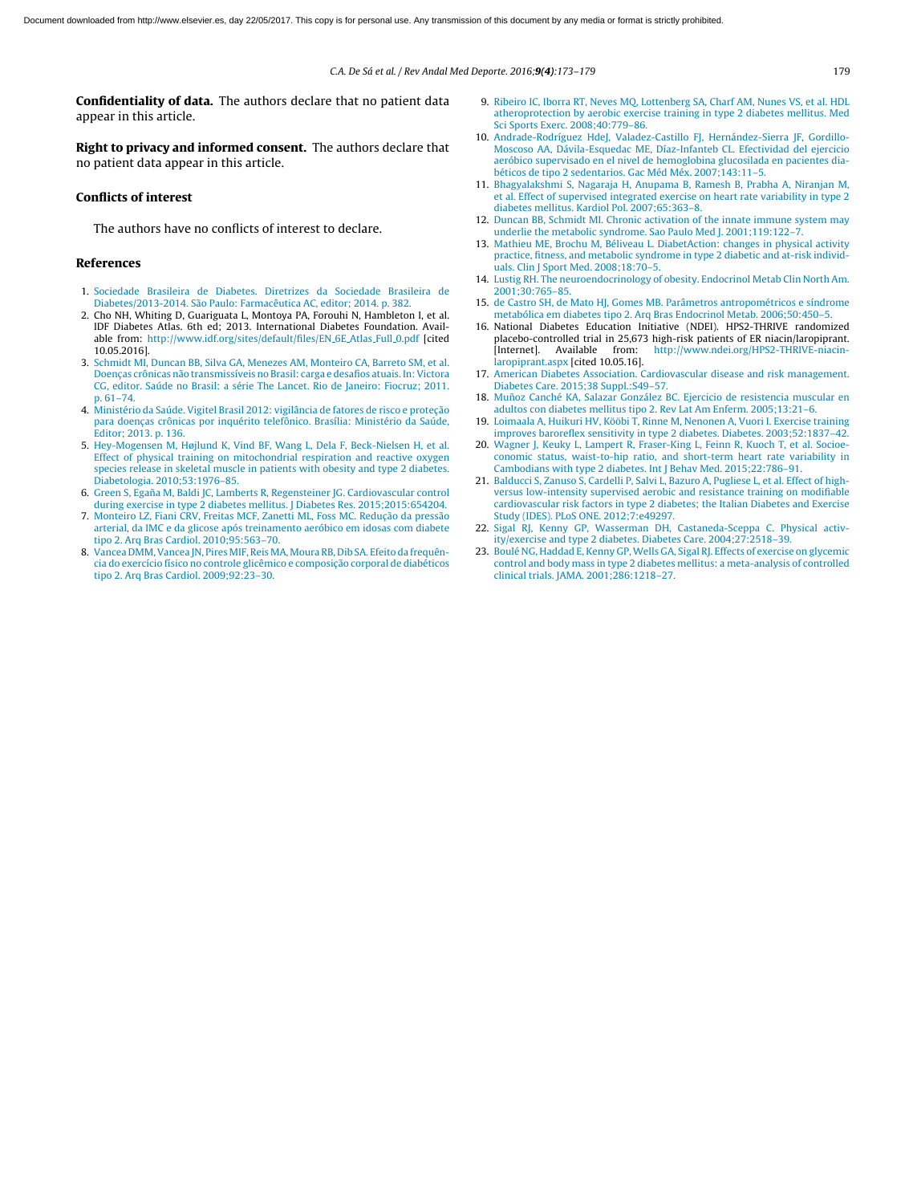**Confidentiality of data.** The authors declare that no patient data appear in this article.

**Right to privacy and informed consent.** The authors declare that no patient data appear in this article.

## Conflicts of interest

The authors have no conflicts of interest to declare.

## References

1. Sociedade Brasileira de Diabetes. Diretrizes da Sociedade Brasileira de Diabetes/2013-2014. São Paulo: Farmacêutica AC, editor; 2014. p. 382.
2. Cho NH, Whiting D, Guariguata L, Montoya PA, Forouhi N, Hambleton I, et al. IDF Diabetes Atlas. 6th ed; 2013. International Diabetes Foundation. Available from: http://www.idf.org/sites/default/files/EN_6E_Atlas_Full_0.pdf [cited 10.05.2016].
3. Schmidt MI, Duncan BB, Silva GA, Menezes AM, Monteiro CA, Barreto SM, et al. Doenças crônicas não transmissíveis no Brasil: carga e desafios atuais. In: Victora CG, editor. Saúde no Brasil: a série The Lancet. Rio de Janeiro: Fiocruz; 2011. p. 61–74.
4. Ministério da Saúde. Vigitel Brasil 2012: vigilância de fatores de risco e proteção para doenças crônicas por inquérito telefônico. Brasília: Ministério da Saúde, Editor; 2013. p. 136.
5. Hey-Mogensen M, Højlund K, Vind BF, Wang L, Dela F, Beck-Nielsen H, et al. Effect of physical training on mitochondrial respiration and reactive oxygen species release in skeletal muscle in patients with obesity and type 2 diabetes. Diabetologia. 2010;53:1976–85.
6. Green S, Egaña M, Baldi JC, Lamberts R, Regensteiner JG. Cardiovascular control during exercise in type 2 diabetes mellitus. J Diabetes Res. 2015;2015:654204.
7. Monteiro LZ, Fiani CRV, Freitas MCF, Zanetti ML, Foss MC. Redução da pressão arterial, da IMC e da glicose após treinamento aeróbico em idosas com diabete tipo 2. Arq Bras Cardiol. 2010;95:563–70.
8. Vancea DMM, Vancea JN, Pires MIF, Reis MA, Moura RB, Dib SA. Efeito da frequência do exercício físico no controle glicêmico e composição corporal de diabéticos tipo 2. Arq Bras Cardiol. 2009;92:23–30.
9. Ribeiro IC, Iborra RT, Neves MQ, Lottenberg SA, Charf AM, Nunes VS, et al. HDL atheroprotection by aerobic exercise training in type 2 diabetes mellitus. Med Sci Sports Exerc. 2008;40:779–86.
10. Andrade-Rodríguez HdeJ, Valadez-Castillo FJ, Hernández-Sierra JF, Gordillo-Moscoso AA, Dávila-Esquedac ME, Díaz-Infanteb CL. Efectividad del ejercicio aeróbico supervisado en el nivel de hemoglobina glucosilada en pacientes diabéticos de tipo 2 sedentarios. Gac Méd Méx. 2007;143:11–5.
11. Bhagyalakshmi S, Nagaraja H, Anupama B, Ramesh B, Prabha A, Niranjan M, et al. Effect of supervised integrated exercise on heart rate variability in type 2 diabetes mellitus. Kardiol Pol. 2007;65:363–8.
12. Duncan BB, Schmidt MI. Chronic activation of the innate immune system may underlie the metabolic syndrome. Sao Paulo Med J. 2001;119:122–7.
13. Mathieu ME, Brochu M, Béliveau L. DiabetAction: changes in physical activity practice, fitness, and metabolic syndrome in type 2 diabetic and at-risk individuals. Clin J Sport Med. 2008;18:70–5.
14. Lustig RH. The neuroendocrinology of obesity. Endocrinol Metab Clin North Am. 2001;30:765–85.
15. de Castro SH, de Mato HJ, Gomes MB. Parâmetros antropométricos e síndrome metabólica em diabetes tipo 2. Arq Bras Endocrinol Metab. 2006;50:450–5.
16. National Diabetes Education Initiative (NDEI). HPS2-THRIVE randomized placebo-controlled trial in 25,673 high-risk patients of ER niacin/laropiprant. [Internet]. Available from: http://www.ndei.org/HPS2-THRIVE-niacin-laropiprant.aspx [cited 10.05.16].
17. American Diabetes Association. Cardiovascular disease and risk management. Diabetes Care. 2015;38 Suppl.:S49–57.
18. Muñoz Canché KA, Salazar González BC. Ejercicio de resistencia muscular en adultos con diabetes mellitus tipo 2. Rev Lat Am Enferm. 2005;13:21–6.
19. Loimaala A, Huikuri HV, Kööbi T, Rinne M, Nenonen A, Vuori I. Exercise training improves baroreflex sensitivity in type 2 diabetes. Diabetes. 2003;52:1837–42.
20. Wagner J, Keuky L, Lampert R, Fraser-King L, Feinn R, Kuoch T, et al. Socioeconomic status, waist-to-hip ratio, and short-term heart rate variability in Cambodians with type 2 diabetes. Int J Behav Med. 2015;22:786–91.
21. Balducci S, Zanuso S, Cardelli P, Salvi L, Bazuro A, Pugliese L, et al. Effect of high-versus low-intensity supervised aerobic and resistance training on modifiable cardiovascular risk factors in type 2 diabetes; the Italian Diabetes and Exercise Study (IDES). PLoS ONE. 2012;7:e49297.
22. Sigal RJ, Kenny GP, Wasserman DH, Castaneda-Sceppa C. Physical activity/exercise and type 2 diabetes. Diabetes Care. 2004;27:2518–39.
23. Boulé NG, Haddad E, Kenny GP, Wells GA, Sigal RJ. Effects of exercise on glycemic control and body mass in type 2 diabetes mellitus: a meta-analysis of controlled clinical trials. JAMA. 2001;286:1218–27.